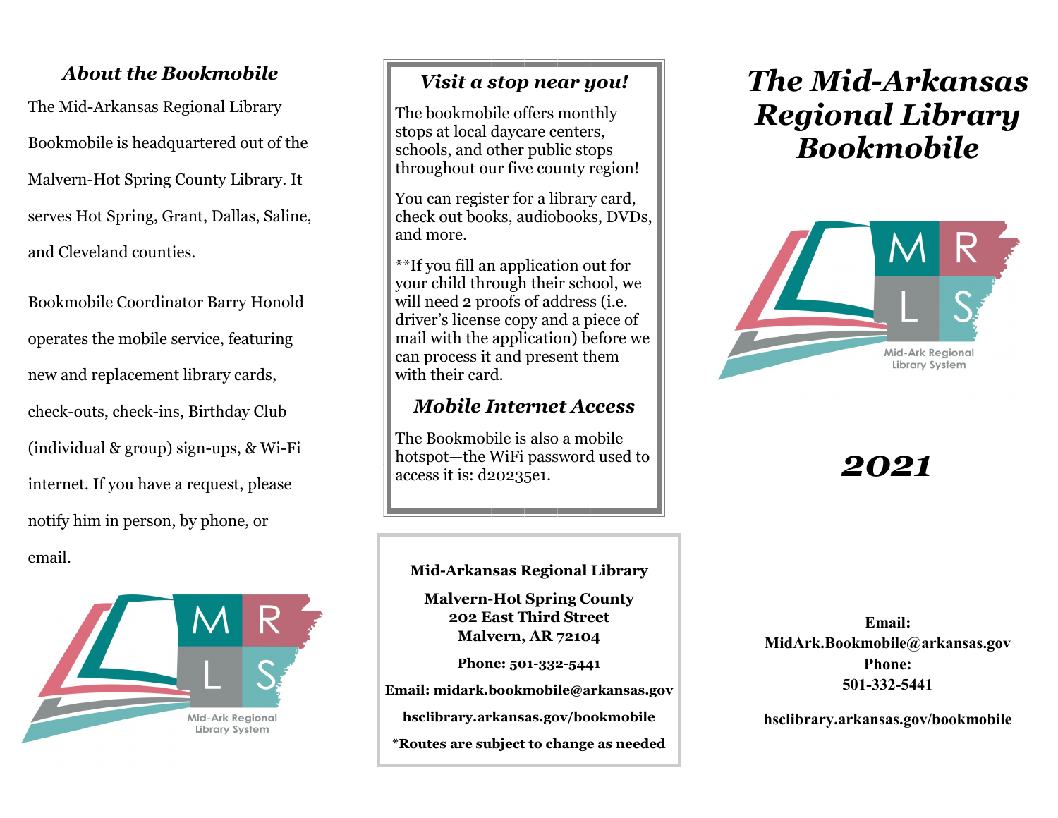## *About the Bookmobile*

The Mid-Arkansas Regional Library Bookmobile is headquartered out of the Malvern-Hot Spring County Library. It serves Hot Spring, Grant, Dallas, Saline, and Cleveland counties.

Bookmobile Coordinator Barry Honold operates the mobile service, featuring new and replacement library cards, check-outs, check-ins, Birthday Club (individual & group) sign-ups, & Wi-Fi internet. If you have a request, please notify him in person, by phone, or email.

Mid-Ark Regional Library System

## *Visit a stop near you!*

The bookmobile offers monthly stops at local daycare centers, schools, and other public stops throughout our five county region!

You can register for a library card, check out books, audiobooks, DVDs, and more.

**If you fill an application out for your child through their school, we will need 2 proofs of address (i.e. driver's license copy and a piece of mail with the application) before we can process it and present them with their card.

## *Mobile Internet Access*

The Bookmobile is also a mobile hotspot—the WiFi password used to access it is: d20235e1.

**Mid-Arkansas Regional Library**

**Malvern-Hot Spring County**
**202 East Third Street**
**Malvern, AR 72104**

**Phone: 501-332-5441**

**Email: midark.bookmobile@arkansas.gov**

**hsclibrary.arkansas.gov/bookmobile**

***Routes are subject to change as needed**

# *The Mid-Arkansas Regional Library Bookmobile*

Mid-Ark Regional Library System

## *2021*

**Email:**
**MidArk.Bookmobile@arkansas.gov**
**Phone:**
**501-332-5441**

**hsclibrary.arkansas.gov/bookmobile**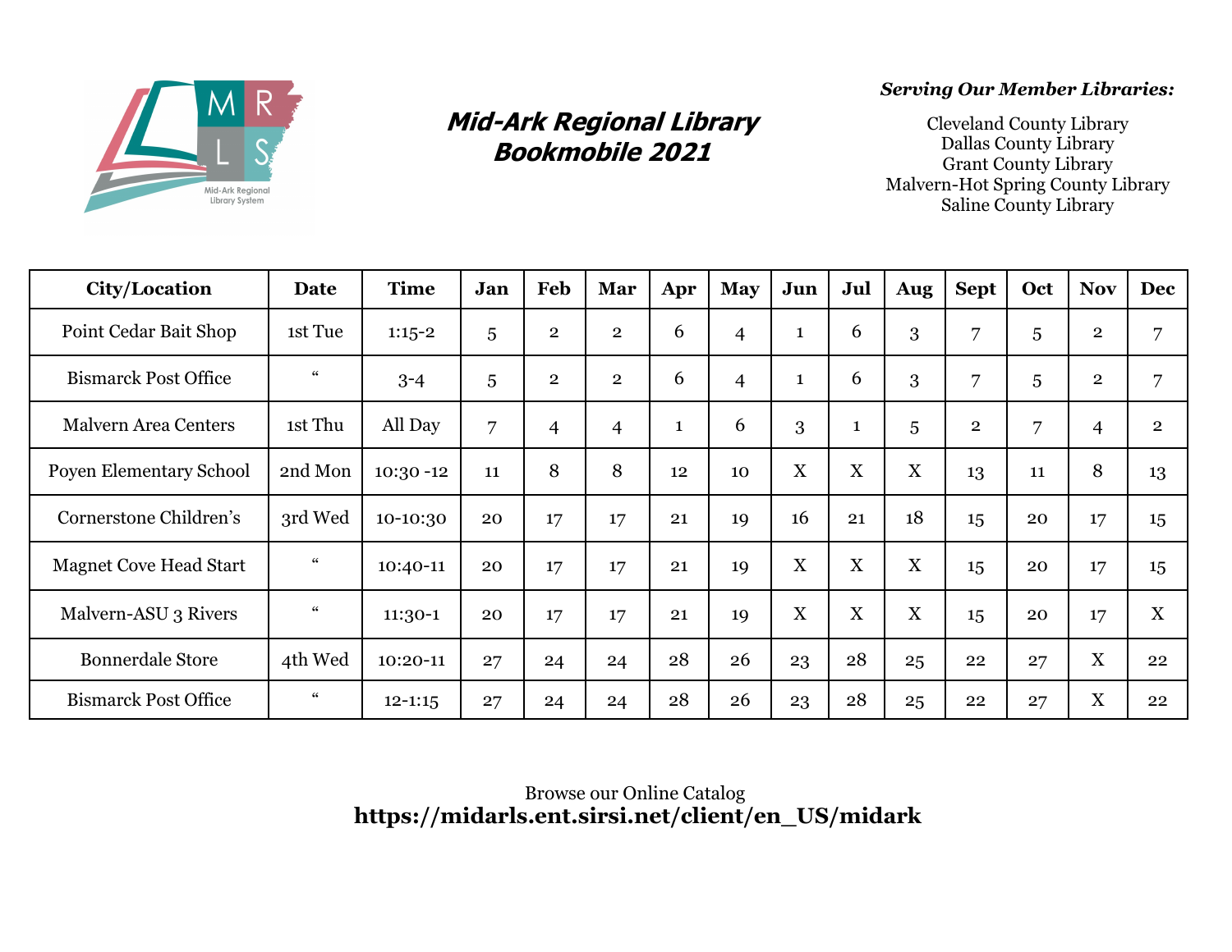# Mid-Ark Regional Library Bookmobile 2021

***Serving Our Member Libraries:***

Cleveland County Library
Dallas County Library
Grant County Library
Malvern-Hot Spring County Library
Saline County Library

| City/Location | Date | Time | Jan | Feb | Mar | Apr | May | Jun | Jul | Aug | Sept | Oct | Nov | Dec |
|---|---|---|---|---|---|---|---|---|---|---|---|---|---|---|
| Point Cedar Bait Shop | 1st Tue | 1:15-2 | 5 | 2 | 2 | 6 | 4 | 1 | 6 | 3 | 7 | 5 | 2 | 7 |
| Bismarck Post Office | " | 3-4 | 5 | 2 | 2 | 6 | 4 | 1 | 6 | 3 | 7 | 5 | 2 | 7 |
| Malvern Area Centers | 1st Thu | All Day | 7 | 4 | 4 | 1 | 6 | 3 | 1 | 5 | 2 | 7 | 4 | 2 |
| Poyen Elementary School | 2nd Mon | 10:30 -12 | 11 | 8 | 8 | 12 | 10 | X | X | X | 13 | 11 | 8 | 13 |
| Cornerstone Children's | 3rd Wed | 10-10:30 | 20 | 17 | 17 | 21 | 19 | 16 | 21 | 18 | 15 | 20 | 17 | 15 |
| Magnet Cove Head Start | " | 10:40-11 | 20 | 17 | 17 | 21 | 19 | X | X | X | 15 | 20 | 17 | 15 |
| Malvern-ASU 3 Rivers | " | 11:30-1 | 20 | 17 | 17 | 21 | 19 | X | X | X | 15 | 20 | 17 | X |
| Bonnerdale Store | 4th Wed | 10:20-11 | 27 | 24 | 24 | 28 | 26 | 23 | 28 | 25 | 22 | 27 | X | 22 |
| Bismarck Post Office | " | 12-1:15 | 27 | 24 | 24 | 28 | 26 | 23 | 28 | 25 | 22 | 27 | X | 22 |

Browse our Online Catalog

**https://midarls.ent.sirsi.net/client/en_US/midark**